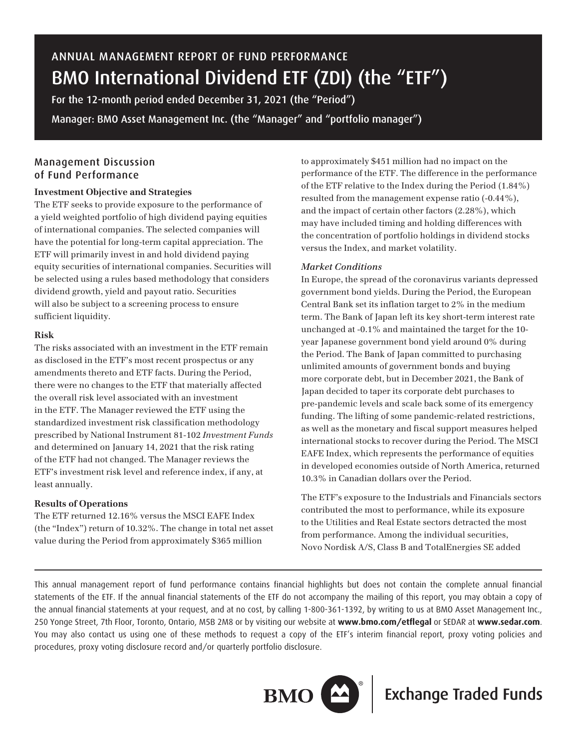# ANNUAL MANAGEMENT REPORT OF FUND PERFORMANCE

# BMO International Dividend ETF (ZDI) (the "ETF")

For the 12-month period ended December 31, 2021 (the "Period")

Manager: BMO Asset Management Inc. (the "Manager" and "portfolio manager")

## Management Discussion of Fund Performance

### Investment Objective and Strategies

The ETF seeks to provide exposure to the performance of a yield weighted portfolio of high dividend paying equities of international companies. The selected companies will have the potential for long-term capital appreciation. The ETF will primarily invest in and hold dividend paying equity securities of international companies. Securities will be selected using a rules based methodology that considers dividend growth, yield and payout ratio. Securities will also be subject to a screening process to ensure sufficient liquidity.

### Risk

The risks associated with an investment in the ETF remain as disclosed in the ETF's most recent prospectus or any amendments thereto and ETF facts. During the Period, there were no changes to the ETF that materially affected the overall risk level associated with an investment in the ETF. The Manager reviewed the ETF using the standardized investment risk classification methodology prescribed by National Instrument 81-102 *Investment Funds* and determined on January 14, 2021 that the risk rating of the ETF had not changed. The Manager reviews the ETF's investment risk level and reference index, if any, at least annually.

### Results of Operations

The ETF returned 12.16% versus the MSCI EAFE Index (the "Index") return of 10.32%. The change in total net asset value during the Period from approximately $365 million to approximately $451 million had no impact on the performance of the ETF. The difference in the performance of the ETF relative to the Index during the Period (1.84%) resulted from the management expense ratio (-0.44%), and the impact of certain other factors (2.28%), which may have included timing and holding differences with the concentration of portfolio holdings in dividend stocks versus the Index, and market volatility.

#### *Market Conditions*

In Europe, the spread of the coronavirus variants depressed government bond yields. During the Period, the European Central Bank set its inflation target to 2% in the medium term. The Bank of Japan left its key short-term interest rate unchanged at -0.1% and maintained the target for the 10-year Japanese government bond yield around 0% during the Period. The Bank of Japan committed to purchasing unlimited amounts of government bonds and buying more corporate debt, but in December 2021, the Bank of Japan decided to taper its corporate debt purchases to pre-pandemic levels and scale back some of its emergency funding. The lifting of some pandemic-related restrictions, as well as the monetary and fiscal support measures helped international stocks to recover during the Period. The MSCI EAFE Index, which represents the performance of equities in developed economies outside of North America, returned 10.3% in Canadian dollars over the Period.

The ETF's exposure to the Industrials and Financials sectors contributed the most to performance, while its exposure to the Utilities and Real Estate sectors detracted the most from performance. Among the individual securities, Novo Nordisk A/S, Class B and TotalEnergies SE added

---

This annual management report of fund performance contains financial highlights but does not contain the complete annual financial statements of the ETF. If the annual financial statements of the ETF do not accompany the mailing of this report, you may obtain a copy of the annual financial statements at your request, and at no cost, by calling 1-800-361-1392, by writing to us at BMO Asset Management Inc., 250 Yonge Street, 7th Floor, Toronto, Ontario, M5B 2M8 or by visiting our website at **www.bmo.com/etflegal** or SEDAR at **www.sedar.com**. You may also contact us using one of these methods to request a copy of the ETF's interim financial report, proxy voting policies and procedures, proxy voting disclosure record and/or quarterly portfolio disclosure.

BMO | Exchange Traded Funds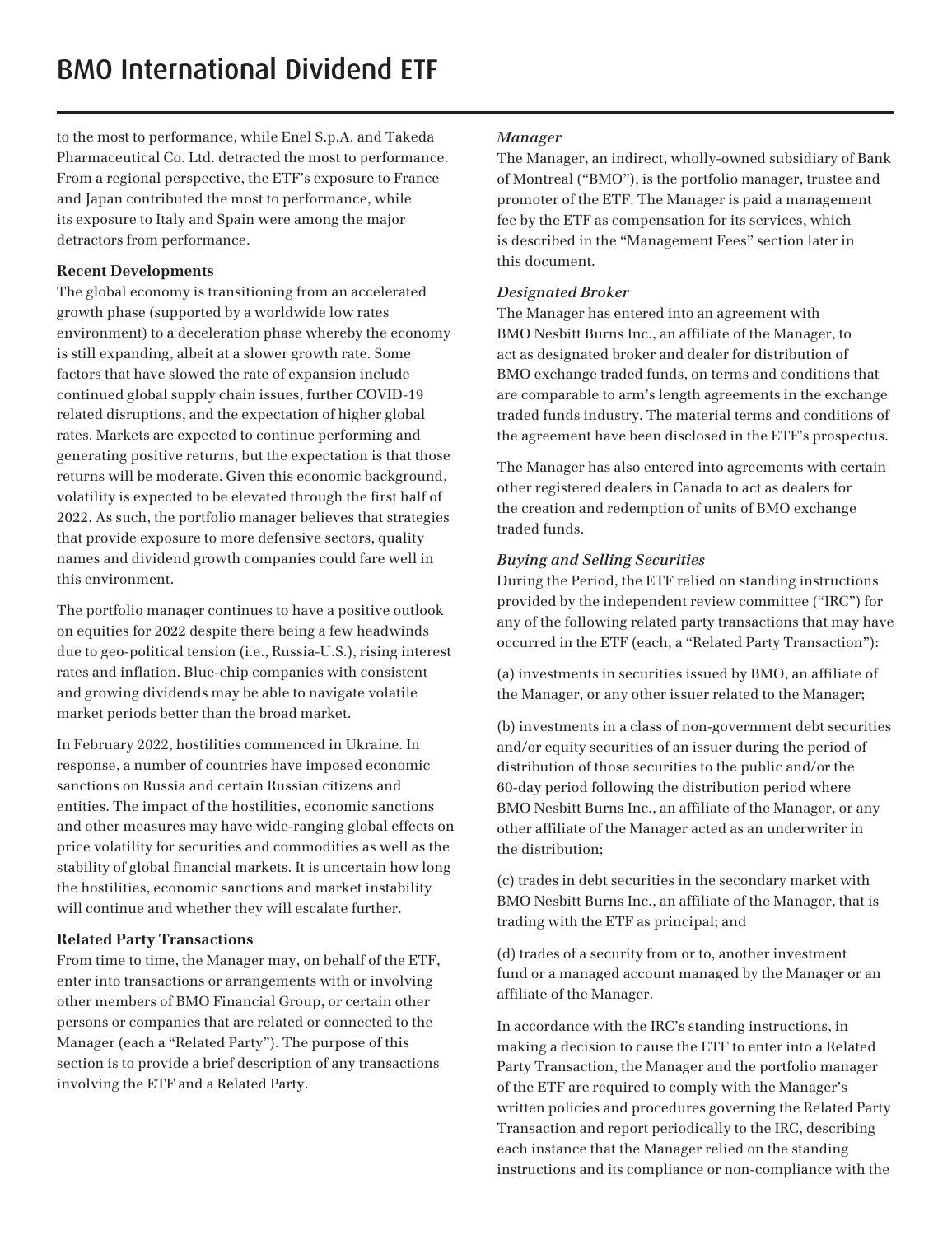to the most to performance, while Enel S.p.A. and Takeda Pharmaceutical Co. Ltd. detracted the most to performance. From a regional perspective, the ETF's exposure to France and Japan contributed the most to performance, while its exposure to Italy and Spain were among the major detractors from performance.

**Recent Developments**

The global economy is transitioning from an accelerated growth phase (supported by a worldwide low rates environment) to a deceleration phase whereby the economy is still expanding, albeit at a slower growth rate. Some factors that have slowed the rate of expansion include continued global supply chain issues, further COVID-19 related disruptions, and the expectation of higher global rates. Markets are expected to continue performing and generating positive returns, but the expectation is that those returns will be moderate. Given this economic background, volatility is expected to be elevated through the first half of 2022. As such, the portfolio manager believes that strategies that provide exposure to more defensive sectors, quality names and dividend growth companies could fare well in this environment.

The portfolio manager continues to have a positive outlook on equities for 2022 despite there being a few headwinds due to geo-political tension (i.e., Russia-U.S.), rising interest rates and inflation. Blue-chip companies with consistent and growing dividends may be able to navigate volatile market periods better than the broad market.

In February 2022, hostilities commenced in Ukraine. In response, a number of countries have imposed economic sanctions on Russia and certain Russian citizens and entities. The impact of the hostilities, economic sanctions and other measures may have wide-ranging global effects on price volatility for securities and commodities as well as the stability of global financial markets. It is uncertain how long the hostilities, economic sanctions and market instability will continue and whether they will escalate further.

**Related Party Transactions**

From time to time, the Manager may, on behalf of the ETF, enter into transactions or arrangements with or involving other members of BMO Financial Group, or certain other persons or companies that are related or connected to the Manager (each a "Related Party"). The purpose of this section is to provide a brief description of any transactions involving the ETF and a Related Party.

*Manager*

The Manager, an indirect, wholly-owned subsidiary of Bank of Montreal ("BMO"), is the portfolio manager, trustee and promoter of the ETF. The Manager is paid a management fee by the ETF as compensation for its services, which is described in the "Management Fees" section later in this document.

*Designated Broker*

The Manager has entered into an agreement with BMO Nesbitt Burns Inc., an affiliate of the Manager, to act as designated broker and dealer for distribution of BMO exchange traded funds, on terms and conditions that are comparable to arm's length agreements in the exchange traded funds industry. The material terms and conditions of the agreement have been disclosed in the ETF's prospectus.

The Manager has also entered into agreements with certain other registered dealers in Canada to act as dealers for the creation and redemption of units of BMO exchange traded funds.

*Buying and Selling Securities*

During the Period, the ETF relied on standing instructions provided by the independent review committee ("IRC") for any of the following related party transactions that may have occurred in the ETF (each, a "Related Party Transaction"):

(a) investments in securities issued by BMO, an affiliate of the Manager, or any other issuer related to the Manager;

(b) investments in a class of non-government debt securities and/or equity securities of an issuer during the period of distribution of those securities to the public and/or the 60-day period following the distribution period where BMO Nesbitt Burns Inc., an affiliate of the Manager, or any other affiliate of the Manager acted as an underwriter in the distribution;

(c) trades in debt securities in the secondary market with BMO Nesbitt Burns Inc., an affiliate of the Manager, that is trading with the ETF as principal; and

(d) trades of a security from or to, another investment fund or a managed account managed by the Manager or an affiliate of the Manager.

In accordance with the IRC's standing instructions, in making a decision to cause the ETF to enter into a Related Party Transaction, the Manager and the portfolio manager of the ETF are required to comply with the Manager's written policies and procedures governing the Related Party Transaction and report periodically to the IRC, describing each instance that the Manager relied on the standing instructions and its compliance or non-compliance with the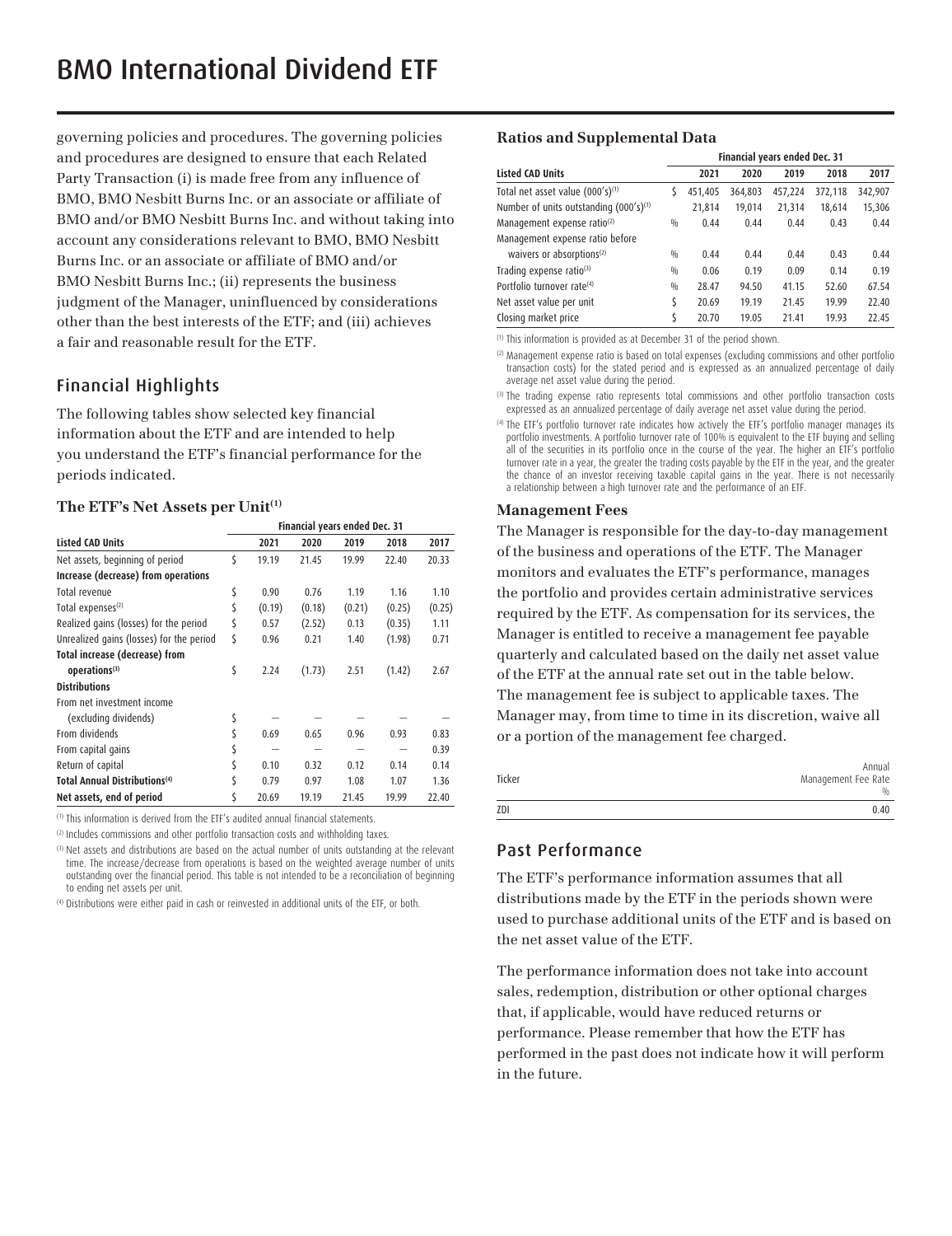# BMO International Dividend ETF

governing policies and procedures. The governing policies and procedures are designed to ensure that each Related Party Transaction (i) is made free from any influence of BMO, BMO Nesbitt Burns Inc. or an associate or affiliate of BMO and/or BMO Nesbitt Burns Inc. and without taking into account any considerations relevant to BMO, BMO Nesbitt Burns Inc. or an associate or affiliate of BMO and/or BMO Nesbitt Burns Inc.; (ii) represents the business judgment of the Manager, uninfluenced by considerations other than the best interests of the ETF; and (iii) achieves a fair and reasonable result for the ETF.

## Financial Highlights

The following tables show selected key financial information about the ETF and are intended to help you understand the ETF's financial performance for the periods indicated.

### The ETF's Net Assets per Unit[(1)]

| | | Financial years ended Dec. 31 | | | | |
|---|---|---|---|---|---|---|
| **Listed CAD Units** | | **2021** | **2020** | **2019** | **2018** | **2017** |
| Net assets, beginning of period | $ | 19.19 | 21.45 | 19.99 | 22.40 | 20.33 |
| **Increase (decrease) from operations** | | | | | | |
| Total revenue | $ | 0.90 | 0.76 | 1.19 | 1.16 | 1.10 |
| Total expenses[(2)] | $ | (0.19) | (0.18) | (0.21) | (0.25) | (0.25) |
| Realized gains (losses) for the period | $ | 0.57 | (2.52) | 0.13 | (0.35) | 1.11 |
| Unrealized gains (losses) for the period | $ | 0.96 | 0.21 | 1.40 | (1.98) | 0.71 |
| **Total increase (decrease) from operations[(3)]** | $ | 2.24 | (1.73) | 2.51 | (1.42) | 2.67 |
| **Distributions** | | | | | | |
| From net investment income (excluding dividends) | $ | — | — | — | — | — |
| From dividends | $ | 0.69 | 0.65 | 0.96 | 0.93 | 0.83 |
| From capital gains | $ | — | — | — | — | 0.39 |
| Return of capital | $ | 0.10 | 0.32 | 0.12 | 0.14 | 0.14 |
| **Total Annual Distributions[(4)]** | $ | 0.79 | 0.97 | 1.08 | 1.07 | 1.36 |
| **Net assets, end of period** | $ | 20.69 | 19.19 | 21.45 | 19.99 | 22.40 |

(1) This information is derived from the ETF's audited annual financial statements.

(2) Includes commissions and other portfolio transaction costs and withholding taxes.

(3) Net assets and distributions are based on the actual number of units outstanding at the relevant time. The increase/decrease from operations is based on the weighted average number of units outstanding over the financial period. This table is not intended to be a reconciliation of beginning to ending net assets per unit.

(4) Distributions were either paid in cash or reinvested in additional units of the ETF, or both.

### Ratios and Supplemental Data

| | | Financial years ended Dec. 31 | | | | |
|---|---|---|---|---|---|---|
| **Listed CAD Units** | | **2021** | **2020** | **2019** | **2018** | **2017** |
| Total net asset value (000's)[(1)] | $ | 451,405 | 364,803 | 457,224 | 372,118 | 342,907 |
| Number of units outstanding (000's)[(1)] | | 21,814 | 19,014 | 21,314 | 18,614 | 15,306 |
| Management expense ratio[(2)] | % | 0.44 | 0.44 | 0.44 | 0.43 | 0.44 |
| Management expense ratio before waivers or absorptions[(2)] | % | 0.44 | 0.44 | 0.44 | 0.43 | 0.44 |
| Trading expense ratio[(3)] | % | 0.06 | 0.19 | 0.09 | 0.14 | 0.19 |
| Portfolio turnover rate[(4)] | % | 28.47 | 94.50 | 41.15 | 52.60 | 67.54 |
| Net asset value per unit | $ | 20.69 | 19.19 | 21.45 | 19.99 | 22.40 |
| Closing market price | $ | 20.70 | 19.05 | 21.41 | 19.93 | 22.45 |

(1) This information is provided as at December 31 of the period shown.

(2) Management expense ratio is based on total expenses (excluding commissions and other portfolio transaction costs) for the stated period and is expressed as an annualized percentage of daily average net asset value during the period.

(3) The trading expense ratio represents total commissions and other portfolio transaction costs expressed as an annualized percentage of daily average net asset value during the period.

(4) The ETF's portfolio turnover rate indicates how actively the ETF's portfolio manager manages its portfolio investments. A portfolio turnover rate of 100% is equivalent to the ETF buying and selling all of the securities in its portfolio once in the course of the year. The higher an ETF's portfolio turnover rate in a year, the greater the trading costs payable by the ETF in the year, and the greater the chance of an investor receiving taxable capital gains in the year. There is not necessarily a relationship between a high turnover rate and the performance of an ETF.

### Management Fees

The Manager is responsible for the day-to-day management of the business and operations of the ETF. The Manager monitors and evaluates the ETF's performance, manages the portfolio and provides certain administrative services required by the ETF. As compensation for its services, the Manager is entitled to receive a management fee payable quarterly and calculated based on the daily net asset value of the ETF at the annual rate set out in the table below. The management fee is subject to applicable taxes. The Manager may, from time to time in its discretion, waive all or a portion of the management fee charged.

| Ticker | Annual Management Fee Rate % |
|---|---|
| ZDI | 0.40 |

## Past Performance

The ETF's performance information assumes that all distributions made by the ETF in the periods shown were used to purchase additional units of the ETF and is based on the net asset value of the ETF.

The performance information does not take into account sales, redemption, distribution or other optional charges that, if applicable, would have reduced returns or performance. Please remember that how the ETF has performed in the past does not indicate how it will perform in the future.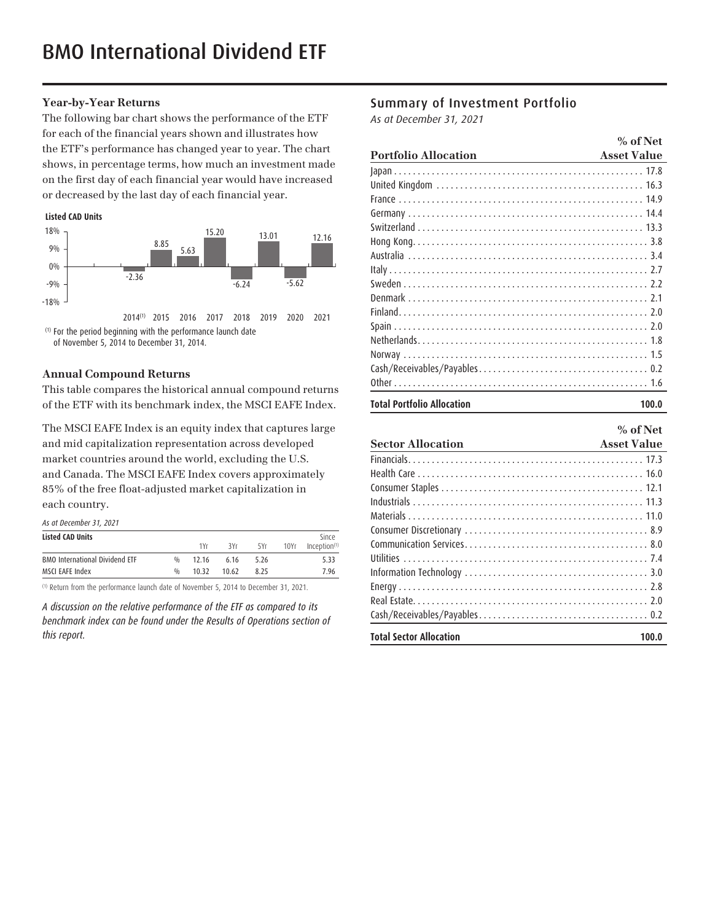# BMO International Dividend ETF

### Year-by-Year Returns

The following bar chart shows the performance of the ETF for each of the financial years shown and illustrates how the ETF's performance has changed year to year. The chart shows, in percentage terms, how much an investment made on the first day of each financial year would have increased or decreased by the last day of each financial year.

**Listed CAD Units**

| Year | Return (%) |
|---|---|
| 2014[(1)] | -2.36 |
| 2015 | 8.85 |
| 2016 | 5.63 |
| 2017 | 15.20 |
| 2018 | -6.24 |
| 2019 | 13.01 |
| 2020 | -5.62 |
| 2021 | 12.16 |

(1) For the period beginning with the performance launch date of November 5, 2014 to December 31, 2014.

### Annual Compound Returns

This table compares the historical annual compound returns of the ETF with its benchmark index, the MSCI EAFE Index.

The MSCI EAFE Index is an equity index that captures large and mid capitalization representation across developed market countries around the world, excluding the U.S. and Canada. The MSCI EAFE Index covers approximately 85% of the free float-adjusted market capitalization in each country.

*As at December 31, 2021*

| Listed CAD Units | | 1Yr | 3Yr | 5Yr | 10Yr | Since Inception[(1)] |
|---|---|---|---|---|---|---|
| BMO International Dividend ETF | % | 12.16 | 6.16 | 5.26 | | 5.33 |
| MSCI EAFE Index | % | 10.32 | 10.62 | 8.25 | | 7.96 |

(1) Return from the performance launch date of November 5, 2014 to December 31, 2021.

*A discussion on the relative performance of the ETF as compared to its benchmark index can be found under the Results of Operations section of this report.*

## Summary of Investment Portfolio

*As at December 31, 2021*

| Portfolio Allocation | % of Net Asset Value |
|---|---|
| Japan | 17.8 |
| United Kingdom | 16.3 |
| France | 14.9 |
| Germany | 14.4 |
| Switzerland | 13.3 |
| Hong Kong | 3.8 |
| Australia | 3.4 |
| Italy | 2.7 |
| Sweden | 2.2 |
| Denmark | 2.1 |
| Finland | 2.0 |
| Spain | 2.0 |
| Netherlands | 1.8 |
| Norway | 1.5 |
| Cash/Receivables/Payables | 0.2 |
| Other | 1.6 |
| **Total Portfolio Allocation** | **100.0** |

| Sector Allocation | % of Net Asset Value |
|---|---|
| Financials | 17.3 |
| Health Care | 16.0 |
| Consumer Staples | 12.1 |
| Industrials | 11.3 |
| Materials | 11.0 |
| Consumer Discretionary | 8.9 |
| Communication Services | 8.0 |
| Utilities | 7.4 |
| Information Technology | 3.0 |
| Energy | 2.8 |
| Real Estate | 2.0 |
| Cash/Receivables/Payables | 0.2 |
| **Total Sector Allocation** | **100.0** |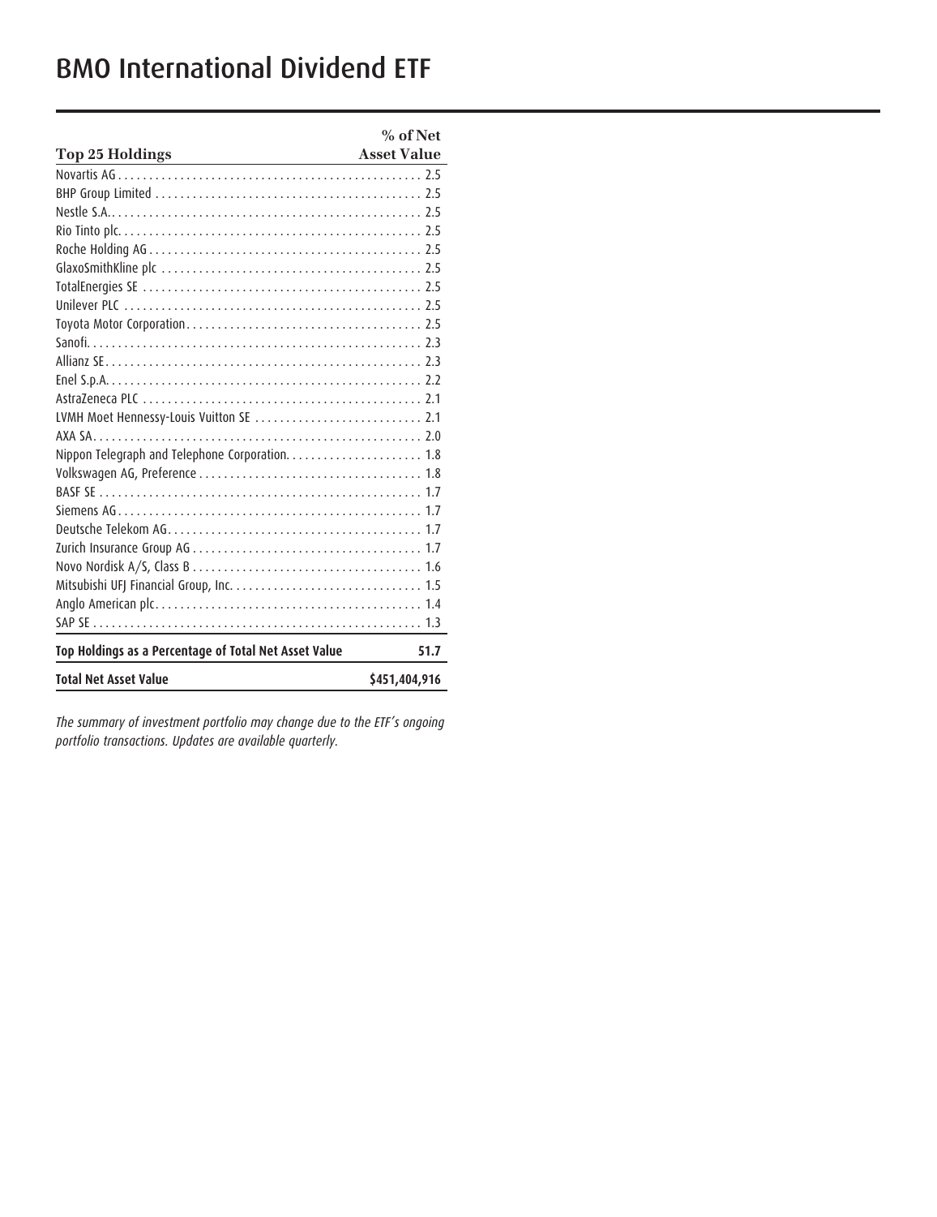# BMO International Dividend ETF

| Top 25 Holdings | % of Net Asset Value |
|---|---|
| Novartis AG | 2.5 |
| BHP Group Limited | 2.5 |
| Nestle S.A. | 2.5 |
| Rio Tinto plc. | 2.5 |
| Roche Holding AG | 2.5 |
| GlaxoSmithKline plc | 2.5 |
| TotalEnergies SE | 2.5 |
| Unilever PLC | 2.5 |
| Toyota Motor Corporation | 2.5 |
| Sanofi | 2.3 |
| Allianz SE | 2.3 |
| Enel S.p.A. | 2.2 |
| AstraZeneca PLC | 2.1 |
| LVMH Moet Hennessy-Louis Vuitton SE | 2.1 |
| AXA SA | 2.0 |
| Nippon Telegraph and Telephone Corporation. | 1.8 |
| Volkswagen AG, Preference | 1.8 |
| BASF SE | 1.7 |
| Siemens AG | 1.7 |
| Deutsche Telekom AG | 1.7 |
| Zurich Insurance Group AG | 1.7 |
| Novo Nordisk A/S, Class B | 1.6 |
| Mitsubishi UFJ Financial Group, Inc. | 1.5 |
| Anglo American plc | 1.4 |
| SAP SE | 1.3 |
| **Top Holdings as a Percentage of Total Net Asset Value** | **51.7** |
| **Total Net Asset Value** | **$451,404,916** |

*The summary of investment portfolio may change due to the ETF's ongoing portfolio transactions. Updates are available quarterly.*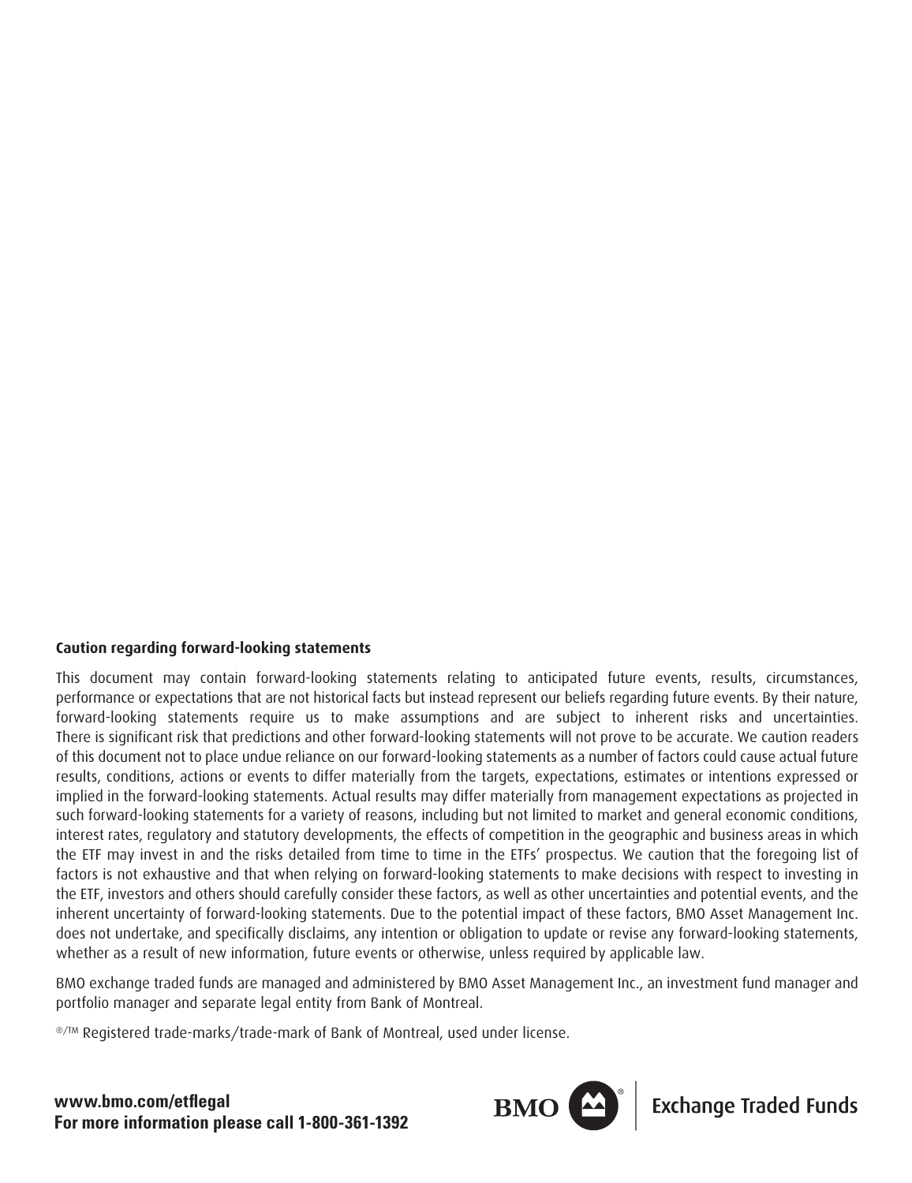**Caution regarding forward-looking statements**

This document may contain forward-looking statements relating to anticipated future events, results, circumstances, performance or expectations that are not historical facts but instead represent our beliefs regarding future events. By their nature, forward-looking statements require us to make assumptions and are subject to inherent risks and uncertainties. There is significant risk that predictions and other forward-looking statements will not prove to be accurate. We caution readers of this document not to place undue reliance on our forward-looking statements as a number of factors could cause actual future results, conditions, actions or events to differ materially from the targets, expectations, estimates or intentions expressed or implied in the forward-looking statements. Actual results may differ materially from management expectations as projected in such forward-looking statements for a variety of reasons, including but not limited to market and general economic conditions, interest rates, regulatory and statutory developments, the effects of competition in the geographic and business areas in which the ETF may invest in and the risks detailed from time to time in the ETFs' prospectus. We caution that the foregoing list of factors is not exhaustive and that when relying on forward-looking statements to make decisions with respect to investing in the ETF, investors and others should carefully consider these factors, as well as other uncertainties and potential events, and the inherent uncertainty of forward-looking statements. Due to the potential impact of these factors, BMO Asset Management Inc. does not undertake, and specifically disclaims, any intention or obligation to update or revise any forward-looking statements, whether as a result of new information, future events or otherwise, unless required by applicable law.

BMO exchange traded funds are managed and administered by BMO Asset Management Inc., an investment fund manager and portfolio manager and separate legal entity from Bank of Montreal.

®/™ Registered trade-marks/trade-mark of Bank of Montreal, used under license.

**www.bmo.com/etflegal**
**For more information please call 1-800-361-1392**

BMO Exchange Traded Funds